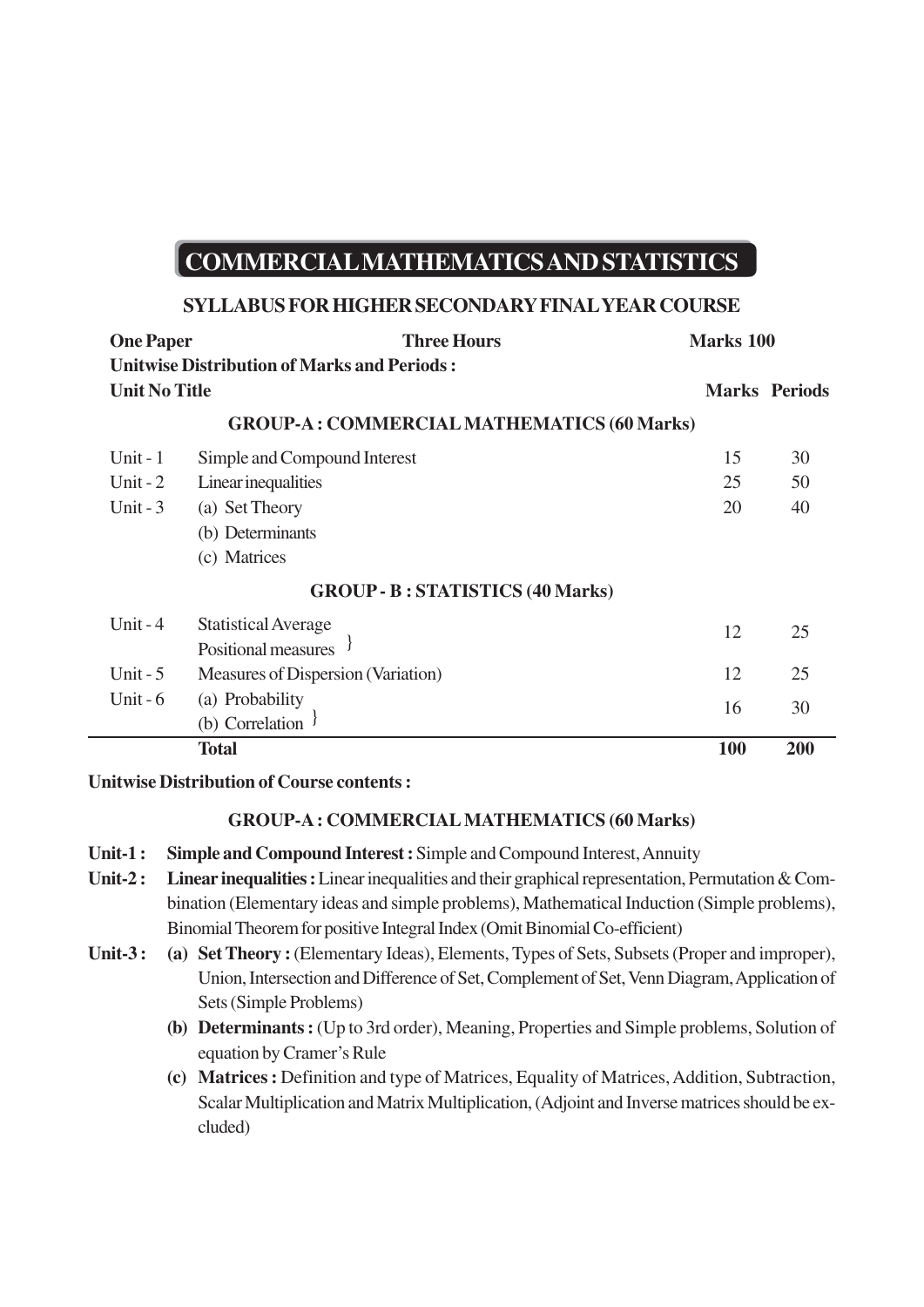# COMMERCIAL MATHEMATICS AND STATISTICS

## SYLLABUS FOR HIGHER SECONDARY FINAL YEAR COURSE

**One Paper** **Three Hours** **Marks 100**

**Unitwise Distribution of Marks and Periods :**

| Unit No | Title | Marks | Periods |
|---|---|---|---|
| | **GROUP-A : COMMERCIAL MATHEMATICS (60 Marks)** | | |
| Unit - 1 | Simple and Compound Interest | 15 | 30 |
| Unit - 2 | Linear inequalities | 25 | 50 |
| Unit - 3 | (a) Set Theory<br>(b) Determinants<br>(c) Matrices | 20 | 40 |
| | **GROUP - B : STATISTICS (40 Marks)** | | |
| Unit - 4 | Statistical Average<br>Positional measures | 12 | 25 |
| Unit - 5 | Measures of Dispersion (Variation) | 12 | 25 |
| Unit - 6 | (a) Probability<br>(b) Correlation | 16 | 30 |
| | **Total** | **100** | **200** |

**Unitwise Distribution of Course contents :**

### GROUP-A : COMMERCIAL MATHEMATICS (60 Marks)

**Unit-1 :** **Simple and Compound Interest :** Simple and Compound Interest, Annuity

**Unit-2 :** **Linear inequalities :** Linear inequalities and their graphical representation, Permutation & Combination (Elementary ideas and simple problems), Mathematical Induction (Simple problems), Binomial Theorem for positive Integral Index (Omit Binomial Co-efficient)

**Unit-3 :**

(a) **Set Theory :** (Elementary Ideas), Elements, Types of Sets, Subsets (Proper and improper), Union, Intersection and Difference of Set, Complement of Set, Venn Diagram, Application of Sets (Simple Problems)

(b) **Determinants :** (Up to 3rd order), Meaning, Properties and Simple problems, Solution of equation by Cramer's Rule

(c) **Matrices :** Definition and type of Matrices, Equality of Matrices, Addition, Subtraction, Scalar Multiplication and Matrix Multiplication, (Adjoint and Inverse matrices should be excluded)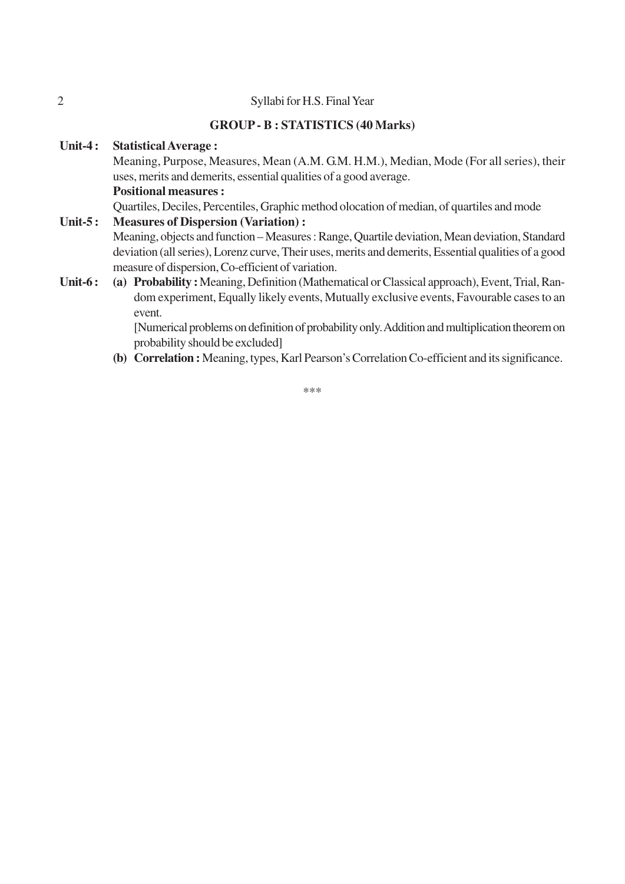## GROUP - B : STATISTICS (40 Marks)

**Unit-4 : Statistical Average :**

Meaning, Purpose, Measures, Mean (A.M. G.M. H.M.), Median, Mode (For all series), their uses, merits and demerits, essential qualities of a good average.

**Positional measures :**

Quartiles, Deciles, Percentiles, Graphic method olocation of median, of quartiles and mode

**Unit-5 : Measures of Dispersion (Variation) :**

Meaning, objects and function – Measures : Range, Quartile deviation, Mean deviation, Standard deviation (all series), Lorenz curve, Their uses, merits and demerits, Essential qualities of a good measure of dispersion, Co-efficient of variation.

**Unit-6 :**

**(a) Probability :** Meaning, Definition (Mathematical or Classical approach), Event, Trial, Random experiment, Equally likely events, Mutually exclusive events, Favourable cases to an event.

[Numerical problems on definition of probability only. Addition and multiplication theorem on probability should be excluded]

**(b) Correlation :** Meaning, types, Karl Pearson's Correlation Co-efficient and its significance.

***